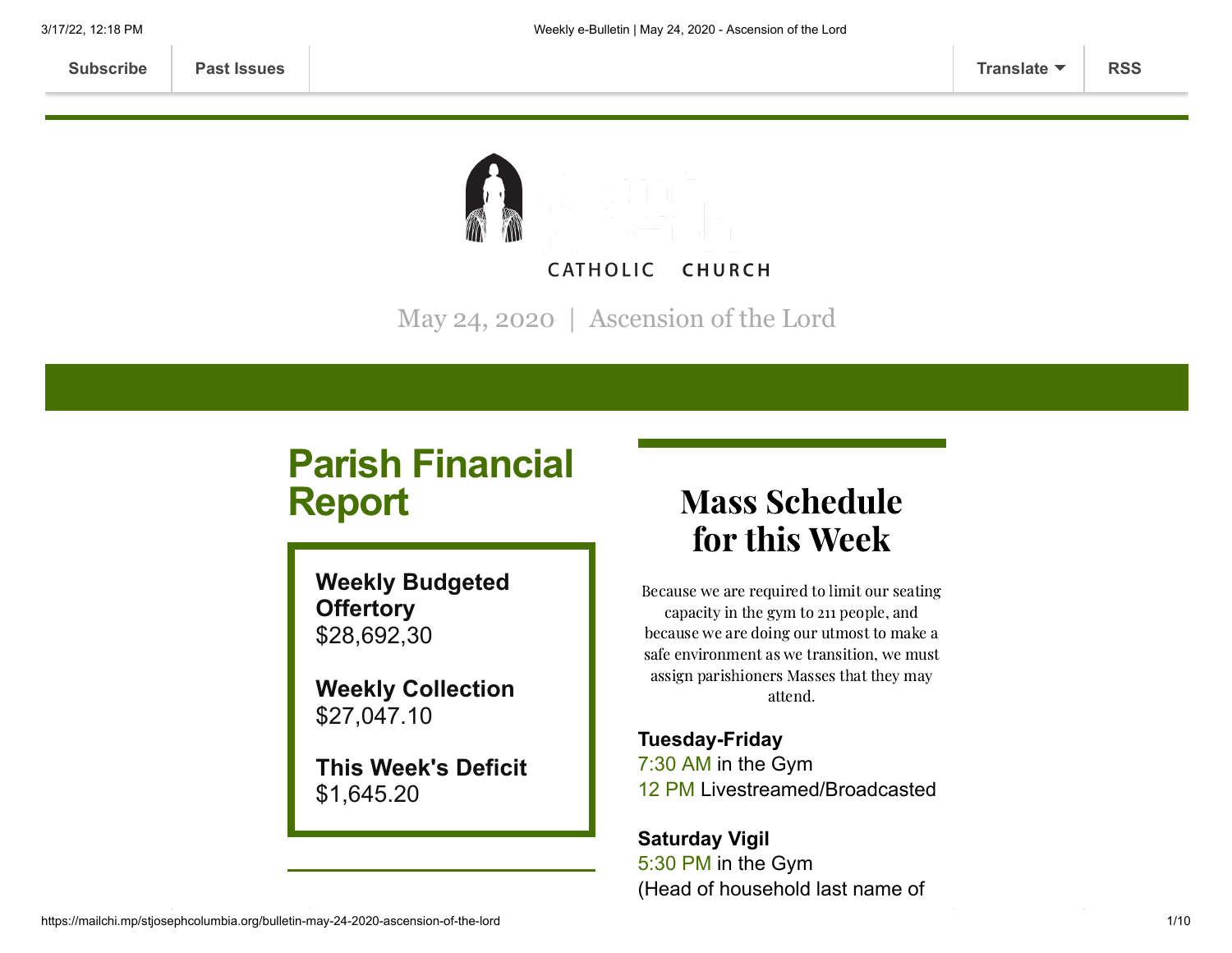Subscribe | Past Issues | Translate | RSS

Saint Joseph
CATHOLIC CHURCH

May 24, 2020 | Ascension of the Lord

## Parish Financial Report

**Weekly Budgeted Offertory**
$28,692,30

**Weekly Collection**
$27,047.10

**This Week's Deficit**
$1,645.20

## Mass Schedule for this Week

Because we are required to limit our seating capacity in the gym to 211 people, and because we are doing our utmost to make a safe environment as we transition, we must assign parishioners Masses that they may attend.

**Tuesday-Friday**
7:30 AM in the Gym
12 PM Livestreamed/Broadcasted

**Saturday Vigil**
5:30 PM in the Gym
(Head of household last name of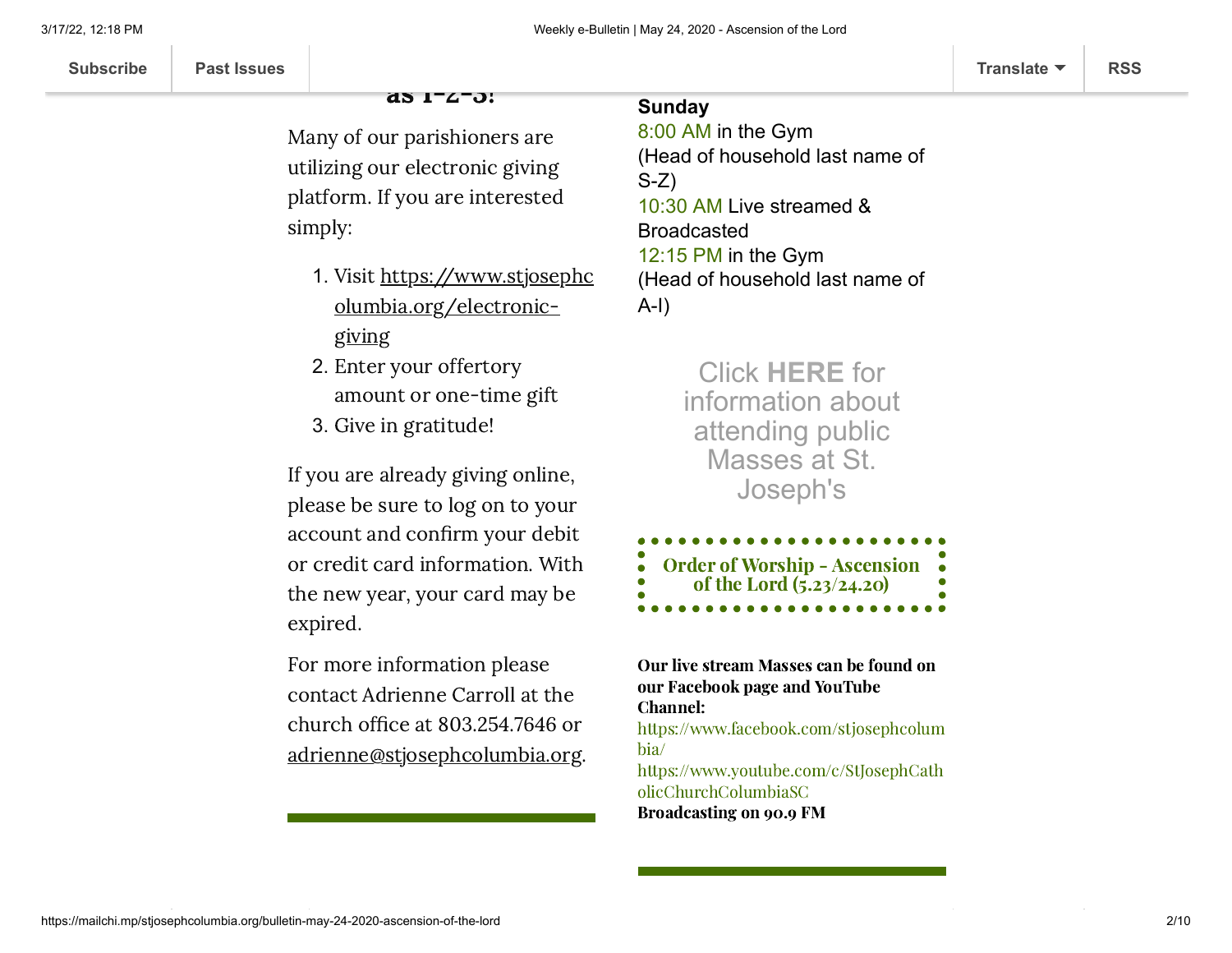as 1-2-3!

Many of our parishioners are utilizing our electronic giving platform. If you are interested simply:

1. Visit https://www.stjosephcolumbia.org/electronic-giving
2. Enter your offertory amount or one-time gift
3. Give in gratitude!

If you are already giving online, please be sure to log on to your account and confirm your debit or credit card information. With the new year, your card may be expired.

For more information please contact Adrienne Carroll at the church office at 803.254.7646 or adrienne@stjosephcolumbia.org.

**Sunday**
8:00 AM in the Gym
(Head of household last name of S-Z)
10:30 AM Live streamed & Broadcasted
12:15 PM in the Gym
(Head of household last name of A-I)

Click **HERE** for information about attending public Masses at St. Joseph's

**Order of Worship - Ascension of the Lord (5.23/24.20)**

**Our live stream Masses can be found on our Facebook page and YouTube Channel:**
https://www.facebook.com/stjosephcolumbia/
https://www.youtube.com/c/StJosephCatholicChurchColumbiaSC
**Broadcasting on 90.9 FM**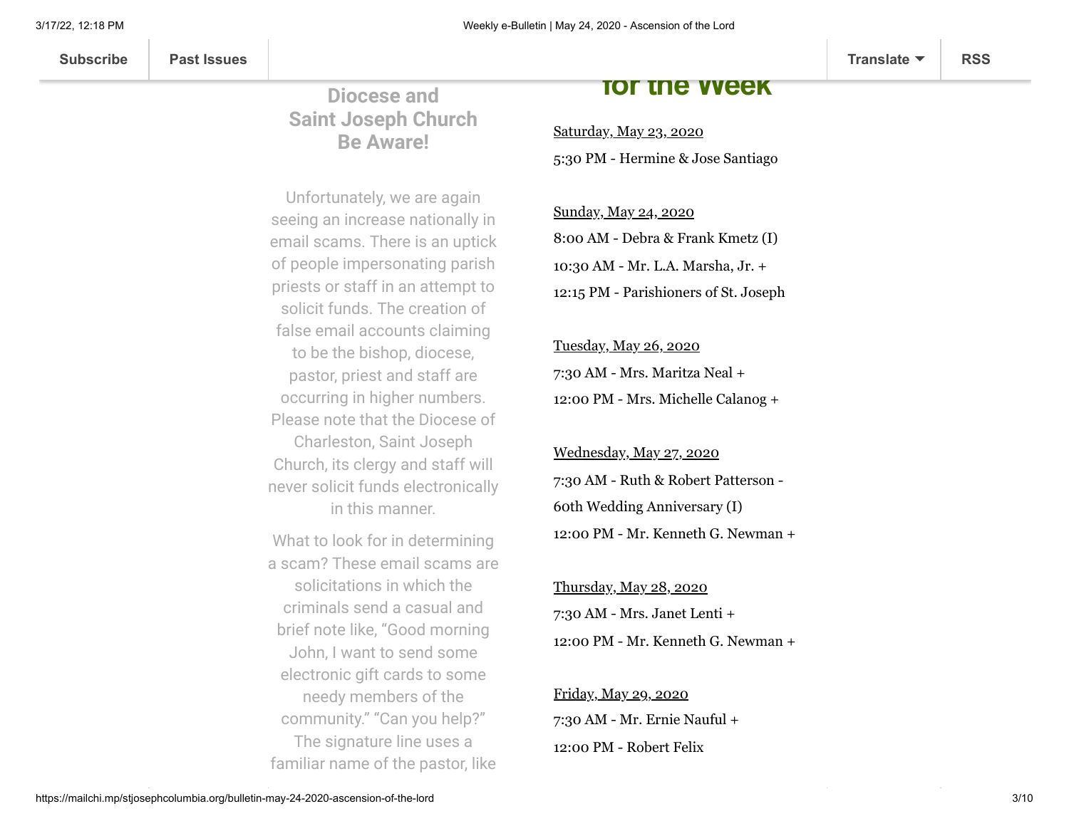### Diocese and Saint Joseph Church Be Aware!

Unfortunately, we are again seeing an increase nationally in email scams. There is an uptick of people impersonating parish priests or staff in an attempt to solicit funds. The creation of false email accounts claiming to be the bishop, diocese, pastor, priest and staff are occurring in higher numbers. Please note that the Diocese of Charleston, Saint Joseph Church, its clergy and staff will never solicit funds electronically in this manner.

What to look for in determining a scam? These email scams are solicitations in which the criminals send a casual and brief note like, "Good morning John, I want to send some electronic gift cards to some needy members of the community." "Can you help?" The signature line uses a familiar name of the pastor, like

## for the Week

Saturday, May 23, 2020

5:30 PM - Hermine & Jose Santiago

Sunday, May 24, 2020

8:00 AM - Debra & Frank Kmetz (I)

10:30 AM - Mr. L.A. Marsha, Jr. +

12:15 PM - Parishioners of St. Joseph

Tuesday, May 26, 2020

7:30 AM - Mrs. Maritza Neal +

12:00 PM - Mrs. Michelle Calanog +

Wednesday, May 27, 2020

7:30 AM - Ruth & Robert Patterson - 60th Wedding Anniversary (I)

12:00 PM - Mr. Kenneth G. Newman +

Thursday, May 28, 2020

7:30 AM - Mrs. Janet Lenti +

12:00 PM - Mr. Kenneth G. Newman +

Friday, May 29, 2020

7:30 AM - Mr. Ernie Nauful +

12:00 PM - Robert Felix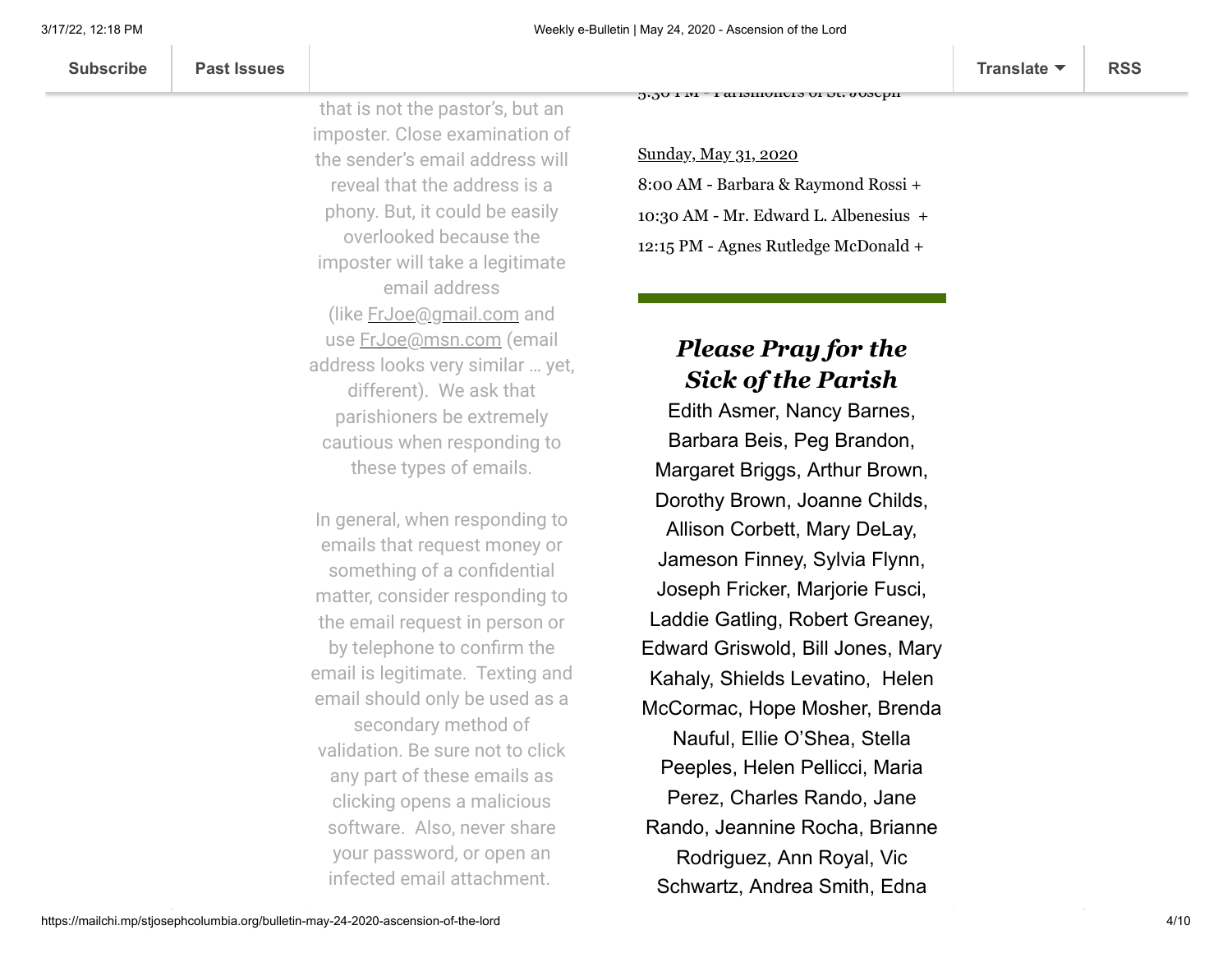that is not the pastor's, but an imposter. Close examination of the sender's email address will reveal that the address is a phony. But, it could be easily overlooked because the imposter will take a legitimate email address (like FrJoe@gmail.com and use FrJoe@msn.com (email address looks very similar … yet, different). We ask that parishioners be extremely cautious when responding to these types of emails.

In general, when responding to emails that request money or something of a confidential matter, consider responding to the email request in person or by telephone to confirm the email is legitimate. Texting and email should only be used as a secondary method of validation. Be sure not to click any part of these emails as clicking opens a malicious software. Also, never share your password, or open an infected email attachment.

5:30 PM - Parishioners of St. Joseph

Sunday, May 31, 2020

8:00 AM - Barbara & Raymond Rossi +

10:30 AM - Mr. Edward L. Albenesius +

12:15 PM - Agnes Rutledge McDonald +

---

### *Please Pray for the Sick of the Parish*

Edith Asmer, Nancy Barnes, Barbara Beis, Peg Brandon, Margaret Briggs, Arthur Brown, Dorothy Brown, Joanne Childs, Allison Corbett, Mary DeLay, Jameson Finney, Sylvia Flynn, Joseph Fricker, Marjorie Fusci, Laddie Gatling, Robert Greaney, Edward Griswold, Bill Jones, Mary Kahaly, Shields Levatino, Helen McCormac, Hope Mosher, Brenda Nauful, Ellie O'Shea, Stella Peeples, Helen Pellicci, Maria Perez, Charles Rando, Jane Rando, Jeannine Rocha, Brianne Rodriguez, Ann Royal, Vic Schwartz, Andrea Smith, Edna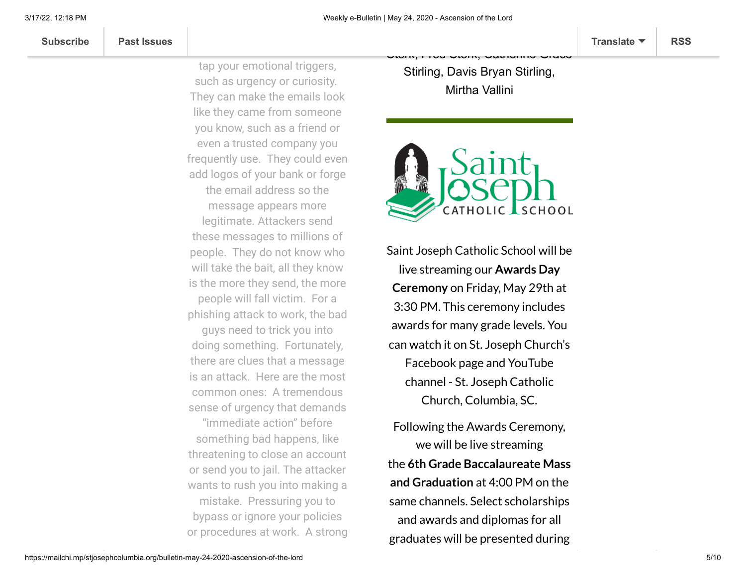tap your emotional triggers, such as urgency or curiosity. They can make the emails look like they came from someone you know, such as a friend or even a trusted company you frequently use. They could even add logos of your bank or forge the email address so the message appears more legitimate. Attackers send these messages to millions of people. They do not know who will take the bait, all they know is the more they send, the more people will fall victim. For a phishing attack to work, the bad guys need to trick you into doing something. Fortunately, there are clues that a message is an attack. Here are the most common ones: A tremendous sense of urgency that demands "immediate action" before something bad happens, like threatening to close an account or send you to jail. The attacker wants to rush you into making a mistake. Pressuring you to bypass or ignore your policies or procedures at work. A strong

Stirling, Davis Bryan Stirling, Mirtha Vallini

---

Saint Joseph Catholic School

Saint Joseph Catholic School will be live streaming our **Awards Day Ceremony** on Friday, May 29th at 3:30 PM. This ceremony includes awards for many grade levels. You can watch it on St. Joseph Church's Facebook page and YouTube channel - St. Joseph Catholic Church, Columbia, SC.

Following the Awards Ceremony, we will be live streaming the **6th Grade Baccalaureate Mass and Graduation** at 4:00 PM on the same channels. Select scholarships and awards and diplomas for all graduates will be presented during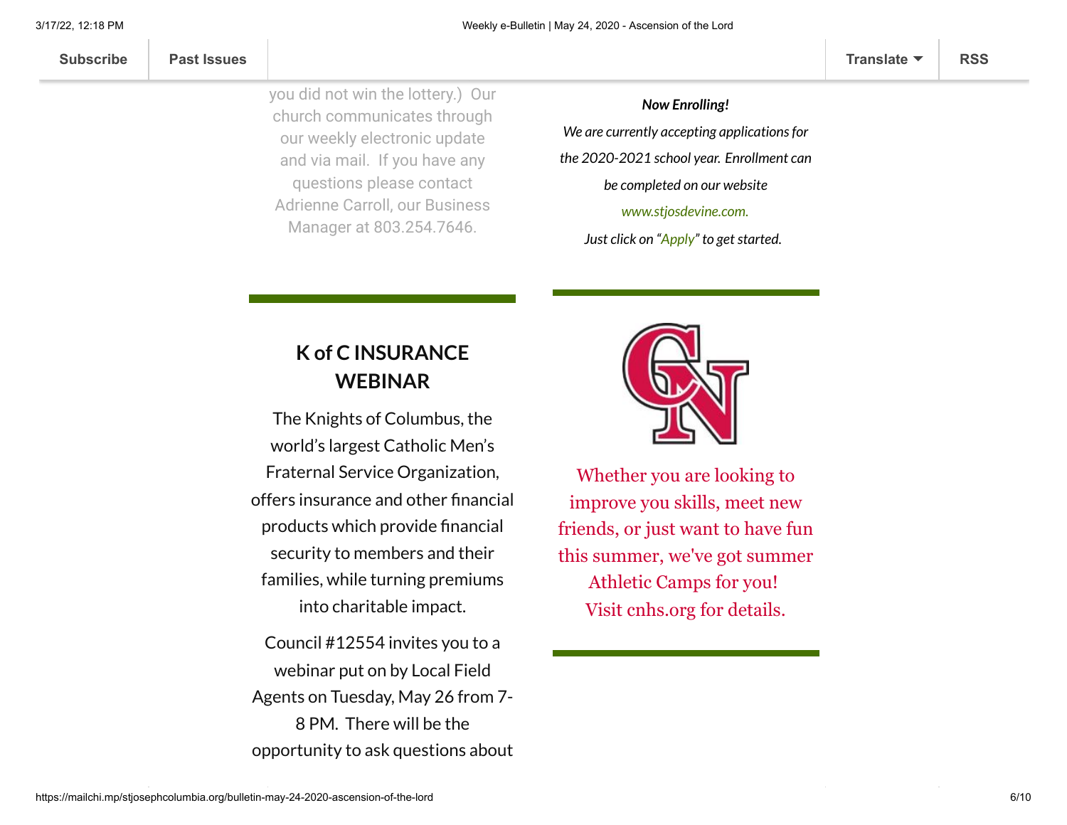you did not win the lottery.) Our church communicates through our weekly electronic update and via mail. If you have any questions please contact Adrienne Carroll, our Business Manager at 803.254.7646.

## K of C INSURANCE WEBINAR

The Knights of Columbus, the world's largest Catholic Men's Fraternal Service Organization, offers insurance and other financial products which provide financial security to members and their families, while turning premiums into charitable impact.

Council #12554 invites you to a webinar put on by Local Field Agents on Tuesday, May 26 from 7-8 PM. There will be the opportunity to ask questions about

***Now Enrolling!***

*We are currently accepting applications for the 2020-2021 school year. Enrollment can be completed on our website www.stjosdevine.com.*

*Just click on "Apply" to get started.*

Whether you are looking to improve you skills, meet new friends, or just want to have fun this summer, we've got summer Athletic Camps for you!
Visit cnhs.org for details.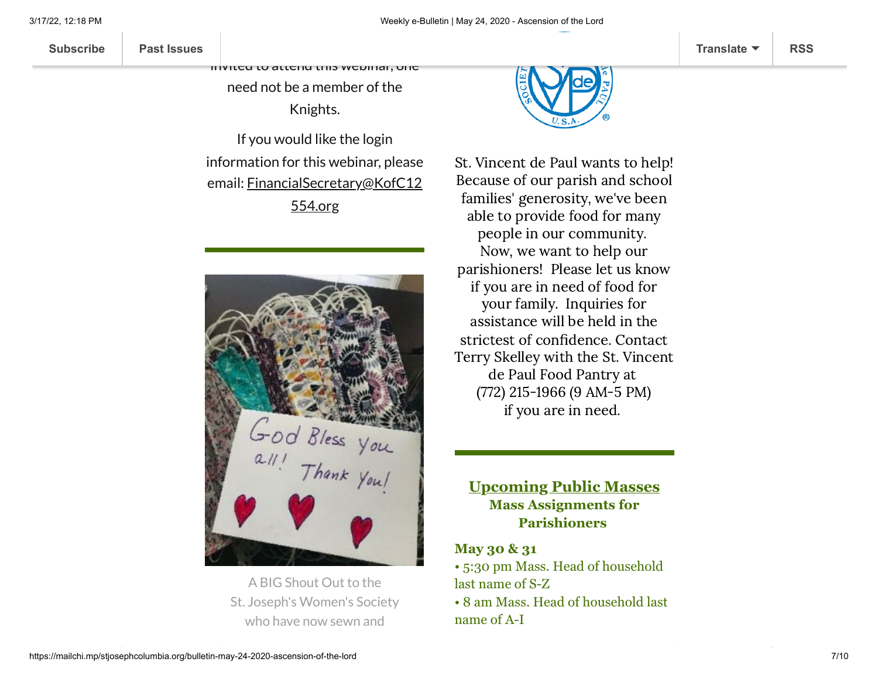invited to attend this webinar, one need not be a member of the Knights.

If you would like the login information for this webinar, please email: FinancialSecretary@KofC12554.org

A BIG Shout Out to the St. Joseph's Women's Society who have now sewn and

St. Vincent de Paul wants to help! Because of our parish and school families' generosity, we've been able to provide food for many people in our community. Now, we want to help our parishioners! Please let us know if you are in need of food for your family. Inquiries for assistance will be held in the strictest of confidence. Contact Terry Skelley with the St. Vincent de Paul Food Pantry at (772) 215-1966 (9 AM-5 PM) if you are in need.

## Upcoming Public Masses

### Mass Assignments for Parishioners

**May 30 & 31**

- 5:30 pm Mass. Head of household last name of S-Z
- 8 am Mass. Head of household last name of A-I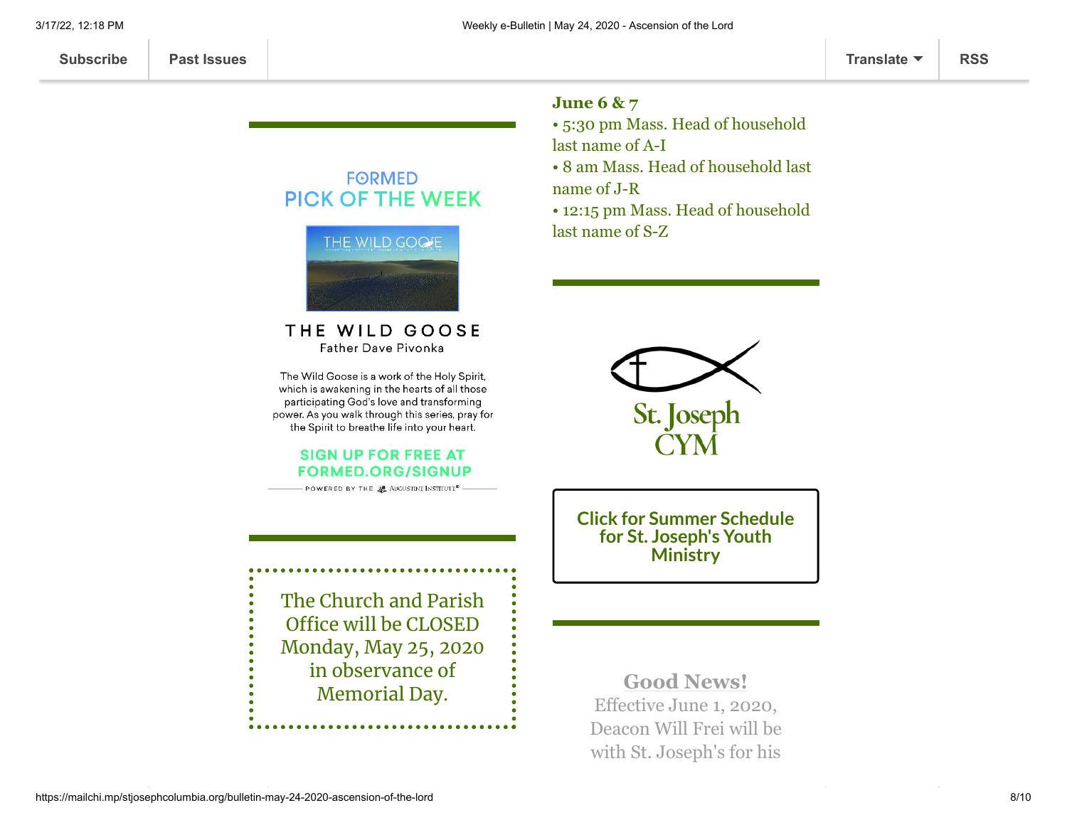Subscribe | Past Issues | Translate | RSS

**June 6 & 7**

- 5:30 pm Mass. Head of household last name of A-I
- 8 am Mass. Head of household last name of J-R
- 12:15 pm Mass. Head of household last name of S-Z

FORMED
PICK OF THE WEEK

THE WILD GOOSE

### THE WILD GOOSE

Father Dave Pivonka

The Wild Goose is a work of the Holy Spirit, which is awakening in the hearts of all those participating God's love and transforming power. As you walk through this series, pray for the Spirit to breathe life into your heart.

SIGN UP FOR FREE AT FORMED.ORG/SIGNUP

POWERED BY THE AUGUSTINE INSTITUTE®

St. Joseph CYM

**Click for Summer Schedule for St. Joseph's Youth Ministry**

The Church and Parish Office will be CLOSED Monday, May 25, 2020 in observance of Memorial Day.

**Good News!**

Effective June 1, 2020, Deacon Will Frei will be with St. Joseph's for his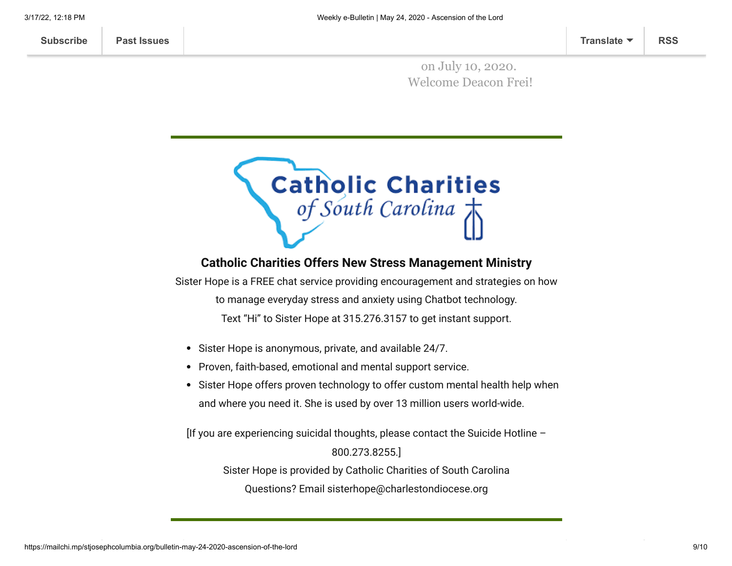on July 10, 2020.
Welcome Deacon Frei!

---

**Catholic Charities Offers New Stress Management Ministry**

Sister Hope is a FREE chat service providing encouragement and strategies on how to manage everyday stress and anxiety using Chatbot technology.
Text "Hi" to Sister Hope at 315.276.3157 to get instant support.

- Sister Hope is anonymous, private, and available 24/7.
- Proven, faith-based, emotional and mental support service.
- Sister Hope offers proven technology to offer custom mental health help when and where you need it. She is used by over 13 million users world-wide.

[If you are experiencing suicidal thoughts, please contact the Suicide Hotline – 800.273.8255.]

Sister Hope is provided by Catholic Charities of South Carolina
Questions? Email sisterhope@charlestondiocese.org

---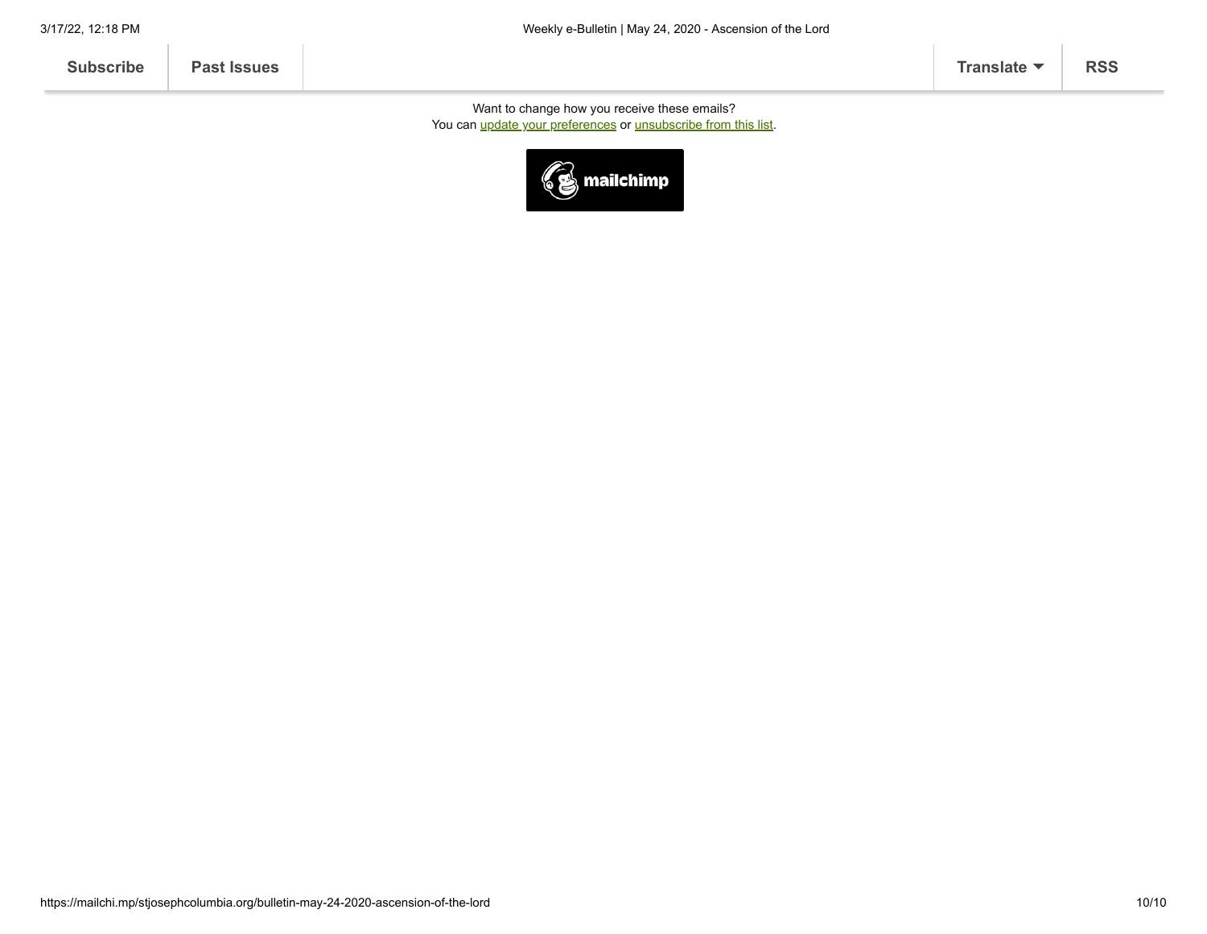Subscribe | Past Issues | Translate ▼ | RSS

Want to change how you receive these emails?
You can update your preferences or unsubscribe from this list.